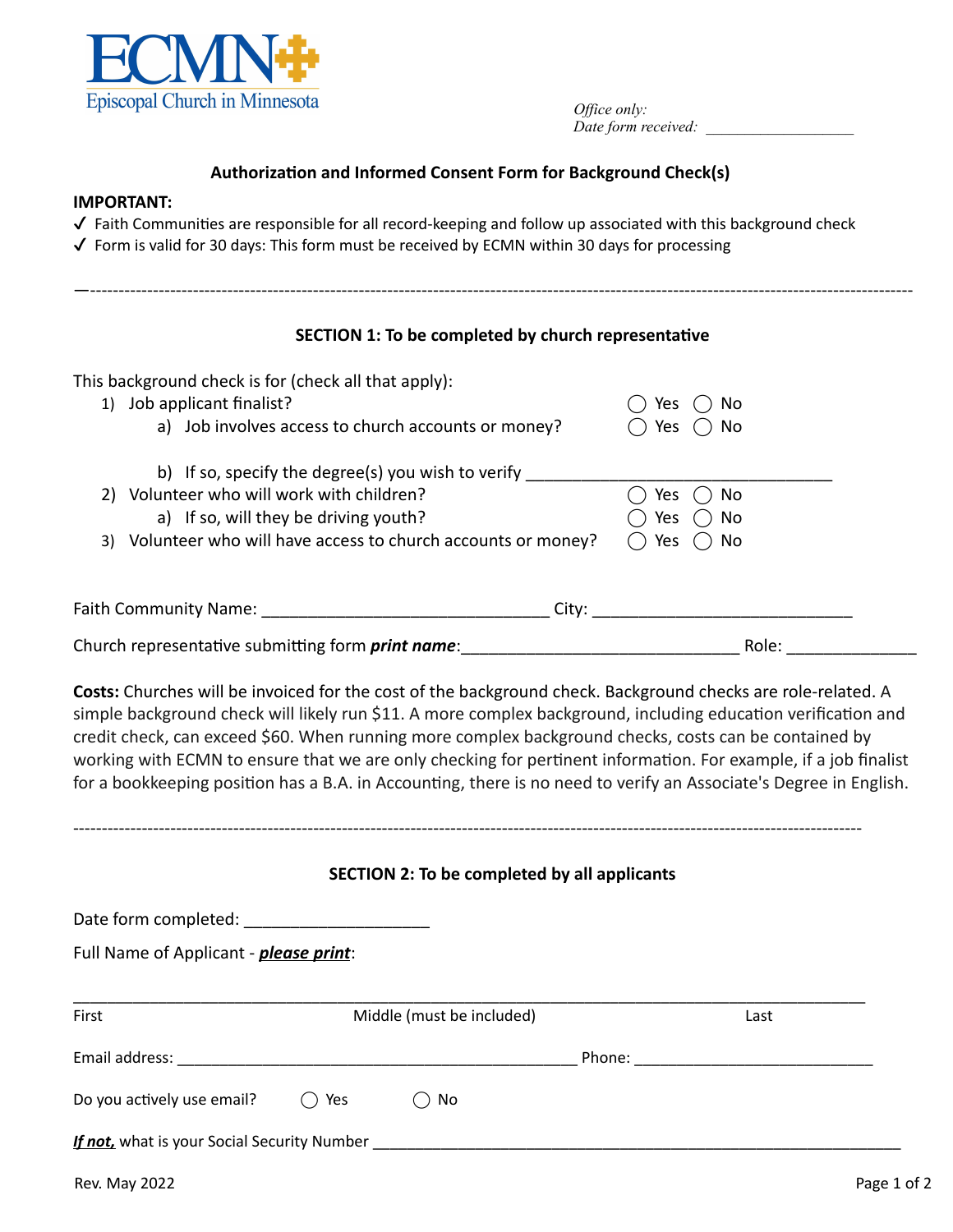ECMN
Episcopal Church in Minnesota

*Office only:*
*Date form received:* ___________________

**Authorization and Informed Consent Form for Background Check(s)**

**IMPORTANT:**

✓ Faith Communities are responsible for all record-keeping and follow up associated with this background check

✓ Form is valid for 30 days: This form must be received by ECMN within 30 days for processing

---

**SECTION 1: To be completed by church representative**

This background check is for (check all that apply):

1) Job applicant finalist? ◯ Yes ◯ No
   a) Job involves access to church accounts or money? ◯ Yes ◯ No
   b) If so, specify the degree(s) you wish to verify __________________________________
2) Volunteer who will work with children? ◯ Yes ◯ No
   a) If so, will they be driving youth? ◯ Yes ◯ No
3) Volunteer who will have access to church accounts or money? ◯ Yes ◯ No

Faith Community Name: _______________________________ City: ____________________________

Church representative submitting form ***print name***:______________________________ Role: ______________

**Costs:** Churches will be invoiced for the cost of the background check. Background checks are role-related. A simple background check will likely run $11. A more complex background, including education verification and credit check, can exceed $60. When running more complex background checks, costs can be contained by working with ECMN to ensure that we are only checking for pertinent information. For example, if a job finalist for a bookkeeping position has a B.A. in Accounting, there is no need to verify an Associate's Degree in English.

---

**SECTION 2: To be completed by all applicants**

Date form completed: ____________________

Full Name of Applicant - ***please print***:

_____________________________________________________________________________________

First Middle (must be included) Last

Email address: _____________________________________________ Phone: ___________________________

Do you actively use email? ◯ Yes ◯ No

***If not,*** what is your Social Security Number _____________________________________________________________

Rev. May 2022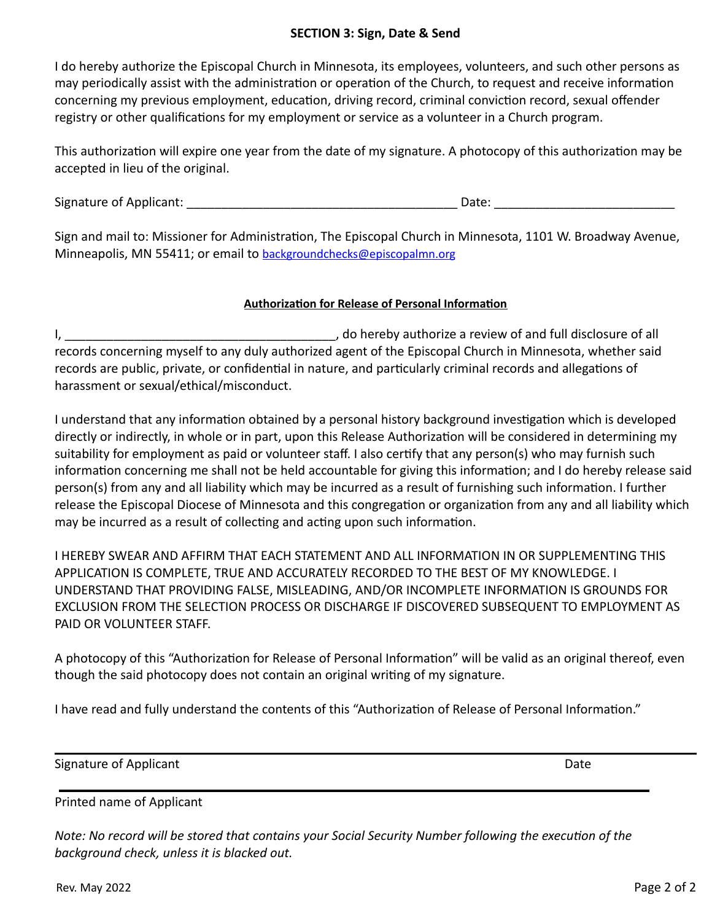**SECTION 3: Sign, Date & Send**

I do hereby authorize the Episcopal Church in Minnesota, its employees, volunteers, and such other persons as may periodically assist with the administration or operation of the Church, to request and receive information concerning my previous employment, education, driving record, criminal conviction record, sexual offender registry or other qualifications for my employment or service as a volunteer in a Church program.

This authorization will expire one year from the date of my signature. A photocopy of this authorization may be accepted in lieu of the original.

Signature of Applicant: ________________________________________ Date: __________________________

Sign and mail to: Missioner for Administration, The Episcopal Church in Minnesota, 1101 W. Broadway Avenue, Minneapolis, MN 55411; or email to backgroundchecks@episcopalmn.org

**Authorization for Release of Personal Information**

I, ________________________________________, do hereby authorize a review of and full disclosure of all records concerning myself to any duly authorized agent of the Episcopal Church in Minnesota, whether said records are public, private, or confidential in nature, and particularly criminal records and allegations of harassment or sexual/ethical/misconduct.

I understand that any information obtained by a personal history background investigation which is developed directly or indirectly, in whole or in part, upon this Release Authorization will be considered in determining my suitability for employment as paid or volunteer staff. I also certify that any person(s) who may furnish such information concerning me shall not be held accountable for giving this information; and I do hereby release said person(s) from any and all liability which may be incurred as a result of furnishing such information. I further release the Episcopal Diocese of Minnesota and this congregation or organization from any and all liability which may be incurred as a result of collecting and acting upon such information.

I HEREBY SWEAR AND AFFIRM THAT EACH STATEMENT AND ALL INFORMATION IN OR SUPPLEMENTING THIS APPLICATION IS COMPLETE, TRUE AND ACCURATELY RECORDED TO THE BEST OF MY KNOWLEDGE. I UNDERSTAND THAT PROVIDING FALSE, MISLEADING, AND/OR INCOMPLETE INFORMATION IS GROUNDS FOR EXCLUSION FROM THE SELECTION PROCESS OR DISCHARGE IF DISCOVERED SUBSEQUENT TO EMPLOYMENT AS PAID OR VOLUNTEER STAFF.

A photocopy of this "Authorization for Release of Personal Information" will be valid as an original thereof, even though the said photocopy does not contain an original writing of my signature.

I have read and fully understand the contents of this "Authorization of Release of Personal Information."

______________________________________________________________________

Signature of Applicant Date

______________________________________________________________________

Printed name of Applicant

*Note: No record will be stored that contains your Social Security Number following the execution of the background check, unless it is blacked out.*

Rev. May 2022